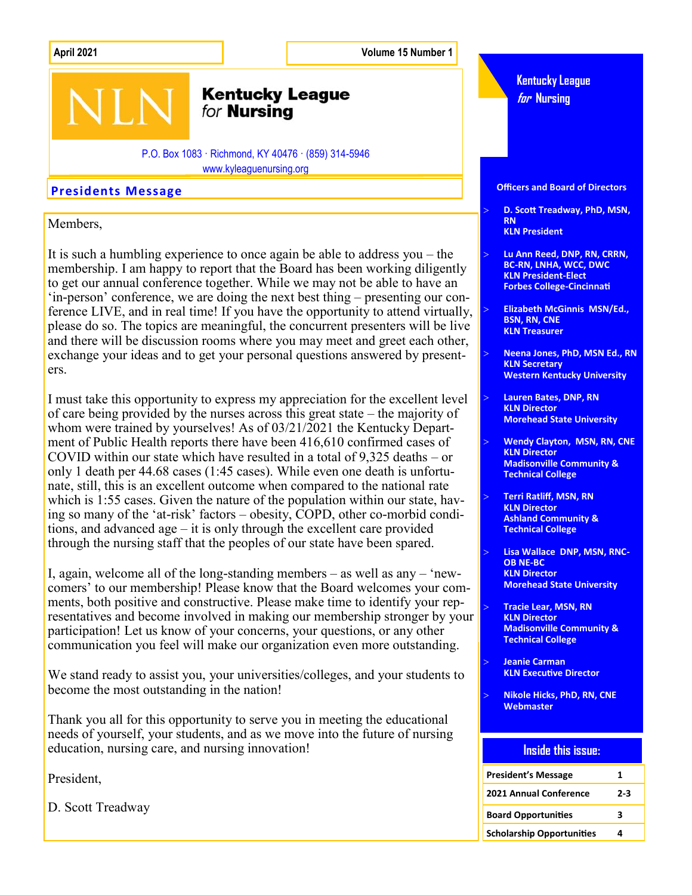April 2021 | Volume 15 Number 1

# Kentucky League for Nursing

P.O. Box 1083 · Richmond, KY 40476 · (859) 314-5946
www.kyleaguenursing.org

## Presidents Message

Members,

It is such a humbling experience to once again be able to address you – the membership. I am happy to report that the Board has been working diligently to get our annual conference together. While we may not be able to have an 'in-person' conference, we are doing the next best thing – presenting our conference LIVE, and in real time! If you have the opportunity to attend virtually, please do so. The topics are meaningful, the concurrent presenters will be live and there will be discussion rooms where you may meet and greet each other, exchange your ideas and to get your personal questions answered by presenters.

I must take this opportunity to express my appreciation for the excellent level of care being provided by the nurses across this great state – the majority of whom were trained by yourselves! As of 03/21/2021 the Kentucky Department of Public Health reports there have been 416,610 confirmed cases of COVID within our state which have resulted in a total of 9,325 deaths – or only 1 death per 44.68 cases (1:45 cases). While even one death is unfortunate, still, this is an excellent outcome when compared to the national rate which is 1:55 cases. Given the nature of the population within our state, having so many of the 'at-risk' factors – obesity, COPD, other co-morbid conditions, and advanced age – it is only through the excellent care provided through the nursing staff that the peoples of our state have been spared.

I, again, welcome all of the long-standing members – as well as any – 'newcomers' to our membership! Please know that the Board welcomes your comments, both positive and constructive. Please make time to identify your representatives and become involved in making our membership stronger by your participation! Let us know of your concerns, your questions, or any other communication you feel will make our organization even more outstanding.

We stand ready to assist you, your universities/colleges, and your students to become the most outstanding in the nation!

Thank you all for this opportunity to serve you in meeting the educational needs of yourself, your students, and as we move into the future of nursing education, nursing care, and nursing innovation!

President,

D. Scott Treadway

---

**Kentucky League *for* Nursing**

### Officers and Board of Directors

- **D. Scott Treadway, PhD, MSN, RN**
  **KLN President**
- **Lu Ann Reed, DNP, RN, CRRN, BC-RN, LNHA, WCC, DWC**
  **KLN President-Elect**
  **Forbes College-Cincinnati**
- **Elizabeth McGinnis MSN/Ed., BSN, RN, CNE**
  **KLN Treasurer**
- **Neena Jones, PhD, MSN Ed., RN**
  **KLN Secretary**
  **Western Kentucky University**
- **Lauren Bates, DNP, RN**
  **KLN Director**
  **Morehead State University**
- **Wendy Clayton, MSN, RN, CNE**
  **KLN Director**
  **Madisonville Community & Technical College**
- **Terri Ratliff, MSN, RN**
  **KLN Director**
  **Ashland Community & Technical College**
- **Lisa Wallace DNP, MSN, RNC-OB NE-BC**
  **KLN Director**
  **Morehead State University**
- **Tracie Lear, MSN, RN**
  **KLN Director**
  **Madisonville Community & Technical College**
- **Jeanie Carman**
  **KLN Executive Director**
- **Nikole Hicks, PhD, RN, CNE**
  **Webmaster**

### Inside this issue:

| | |
|---|---|
| President's Message | 1 |
| 2021 Annual Conference | 2-3 |
| Board Opportunities | 3 |
| Scholarship Opportunities | 4 |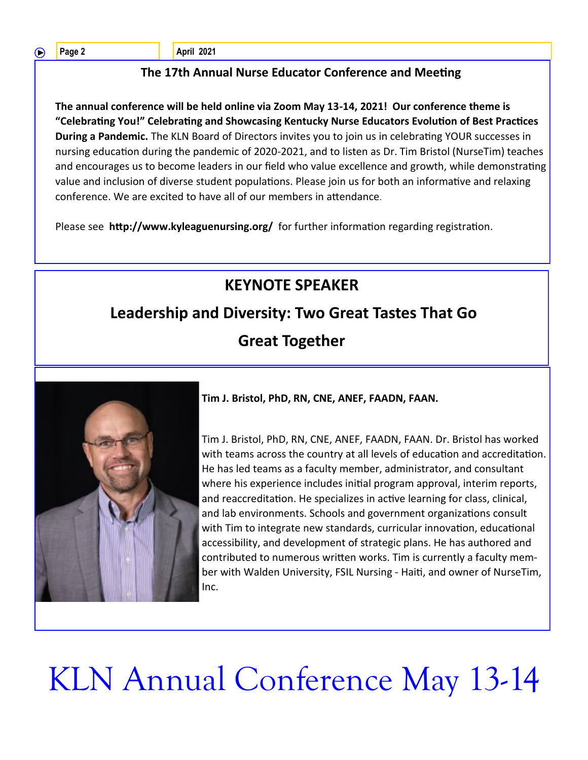## The 17th Annual Nurse Educator Conference and Meeting

**The annual conference will be held online via Zoom May 13-14, 2021! Our conference theme is "Celebrating You!" Celebrating and Showcasing Kentucky Nurse Educators Evolution of Best Practices During a Pandemic.** The KLN Board of Directors invites you to join us in celebrating YOUR successes in nursing education during the pandemic of 2020-2021, and to listen as Dr. Tim Bristol (NurseTim) teaches and encourages us to become leaders in our field who value excellence and growth, while demonstrating value and inclusion of diverse student populations. Please join us for both an informative and relaxing conference. We are excited to have all of our members in attendance.

Please see **http://www.kyleaguenursing.org/** for further information regarding registration.

## KEYNOTE SPEAKER

## Leadership and Diversity: Two Great Tastes That Go Great Together

**Tim J. Bristol, PhD, RN, CNE, ANEF, FAADN, FAAN.**

Tim J. Bristol, PhD, RN, CNE, ANEF, FAADN, FAAN. Dr. Bristol has worked with teams across the country at all levels of education and accreditation. He has led teams as a faculty member, administrator, and consultant where his experience includes initial program approval, interim reports, and reaccreditation. He specializes in active learning for class, clinical, and lab environments. Schools and government organizations consult with Tim to integrate new standards, curricular innovation, educational accessibility, and development of strategic plans. He has authored and contributed to numerous written works. Tim is currently a faculty member with Walden University, FSIL Nursing - Haiti, and owner of NurseTim, Inc.

# KLN Annual Conference May 13-14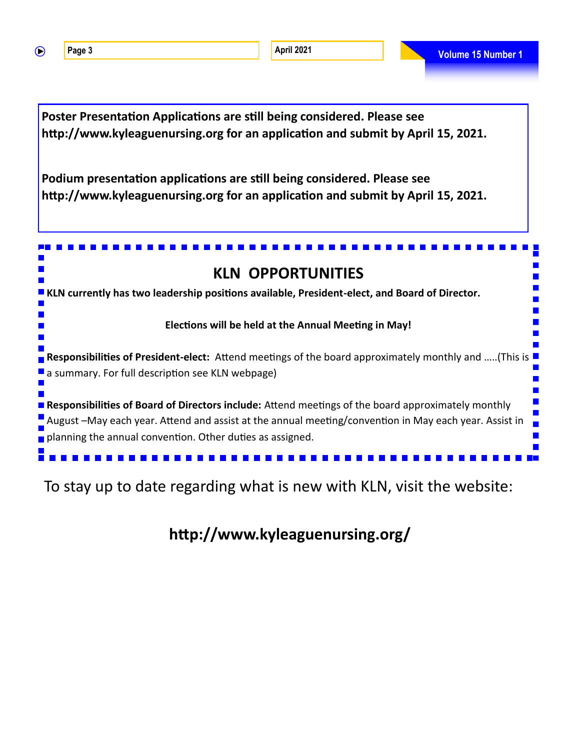**Poster Presentation Applications are still being considered. Please see http://www.kyleaguenursing.org for an application and submit by April 15, 2021.**

**Podium presentation applications are still being considered. Please see http://www.kyleaguenursing.org for an application and submit by April 15, 2021.**

## KLN OPPORTUNITIES

**KLN currently has two leadership positions available, President-elect, and Board of Director.**

**Elections will be held at the Annual Meeting in May!**

**Responsibilities of President-elect:** Attend meetings of the board approximately monthly and …..(This is a summary. For full description see KLN webpage)

**Responsibilities of Board of Directors include:** Attend meetings of the board approximately monthly August –May each year. Attend and assist at the annual meeting/convention in May each year. Assist in planning the annual convention. Other duties as assigned.

To stay up to date regarding what is new with KLN, visit the website:

**http://www.kyleaguenursing.org/**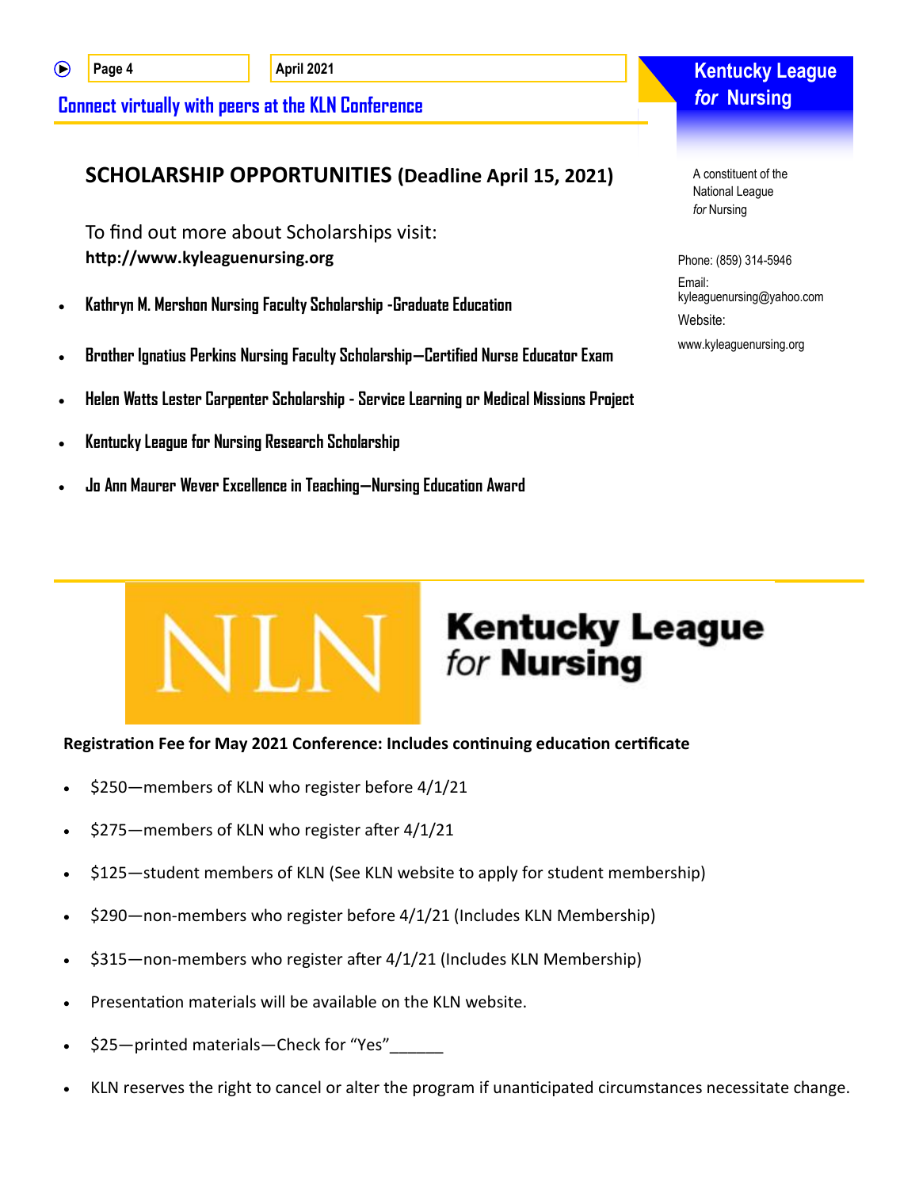Connect virtually with peers at the KLN Conference

## SCHOLARSHIP OPPORTUNITIES (Deadline April 15, 2021)

To find out more about Scholarships visit:
**http://www.kyleaguenursing.org**

- **Kathryn M. Mershon Nursing Faculty Scholarship -Graduate Education**
- **Brother Ignatius Perkins Nursing Faculty Scholarship—Certified Nurse Educator Exam**
- **Helen Watts Lester Carpenter Scholarship - Service Learning or Medical Missions Project**
- **Kentucky League for Nursing Research Scholarship**
- **Jo Ann Maurer Wever Excellence in Teaching—Nursing Education Award**

**Kentucky League *for* Nursing**

A constituent of the National League *for* Nursing

Phone: (859) 314-5946

Email: kyleaguenursing@yahoo.com

Website: www.kyleaguenursing.org

NLN **Kentucky League *for* Nursing**

**Registration Fee for May 2021 Conference: Includes continuing education certificate**

- $250—members of KLN who register before 4/1/21
- $275—members of KLN who register after 4/1/21
- $125—student members of KLN (See KLN website to apply for student membership)
- $290—non-members who register before 4/1/21 (Includes KLN Membership)
- $315—non-members who register after 4/1/21 (Includes KLN Membership)
- Presentation materials will be available on the KLN website.
- $25—printed materials—Check for "Yes"______
- KLN reserves the right to cancel or alter the program if unanticipated circumstances necessitate change.